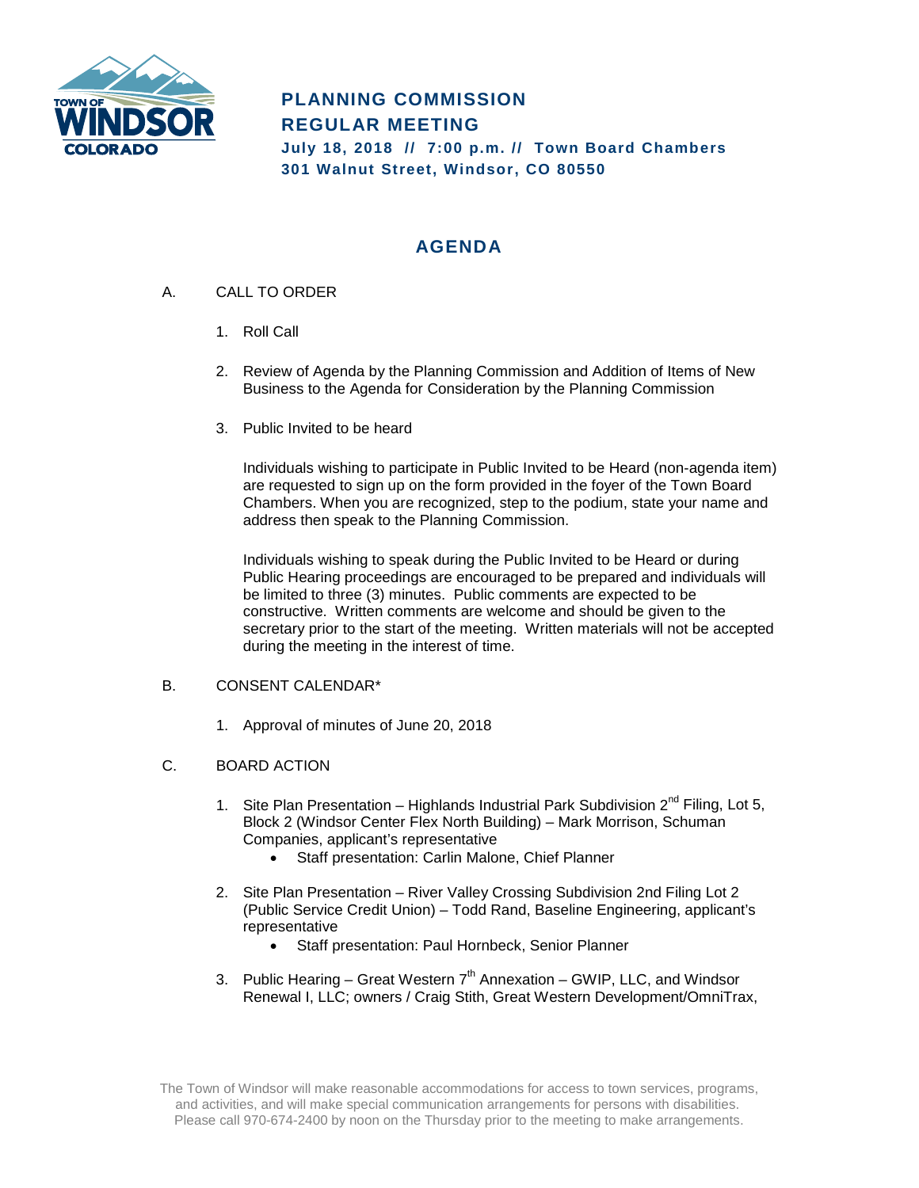# PLANNING COMMISSION REGULAR MEETING

**July 18, 2018 // 7:00 p.m. // Town Board Chambers**
**301 Walnut Street, Windsor, CO 80550**

## AGENDA

A. CALL TO ORDER

1. Roll Call
2. Review of Agenda by the Planning Commission and Addition of Items of New Business to the Agenda for Consideration by the Planning Commission
3. Public Invited to be heard

   Individuals wishing to participate in Public Invited to be Heard (non-agenda item) are requested to sign up on the form provided in the foyer of the Town Board Chambers. When you are recognized, step to the podium, state your name and address then speak to the Planning Commission.

   Individuals wishing to speak during the Public Invited to be Heard or during Public Hearing proceedings are encouraged to be prepared and individuals will be limited to three (3) minutes. Public comments are expected to be constructive. Written comments are welcome and should be given to the secretary prior to the start of the meeting. Written materials will not be accepted during the meeting in the interest of time.

B. CONSENT CALENDAR*

1. Approval of minutes of June 20, 2018

C. BOARD ACTION

1. Site Plan Presentation – Highlands Industrial Park Subdivision 2nd Filing, Lot 5, Block 2 (Windsor Center Flex North Building) – Mark Morrison, Schuman Companies, applicant's representative
   - Staff presentation: Carlin Malone, Chief Planner
2. Site Plan Presentation – River Valley Crossing Subdivision 2nd Filing Lot 2 (Public Service Credit Union) – Todd Rand, Baseline Engineering, applicant's representative
   - Staff presentation: Paul Hornbeck, Senior Planner
3. Public Hearing – Great Western 7th Annexation – GWIP, LLC, and Windsor Renewal I, LLC; owners / Craig Stith, Great Western Development/OmniTrax,

The Town of Windsor will make reasonable accommodations for access to town services, programs, and activities, and will make special communication arrangements for persons with disabilities. Please call 970-674-2400 by noon on the Thursday prior to the meeting to make arrangements.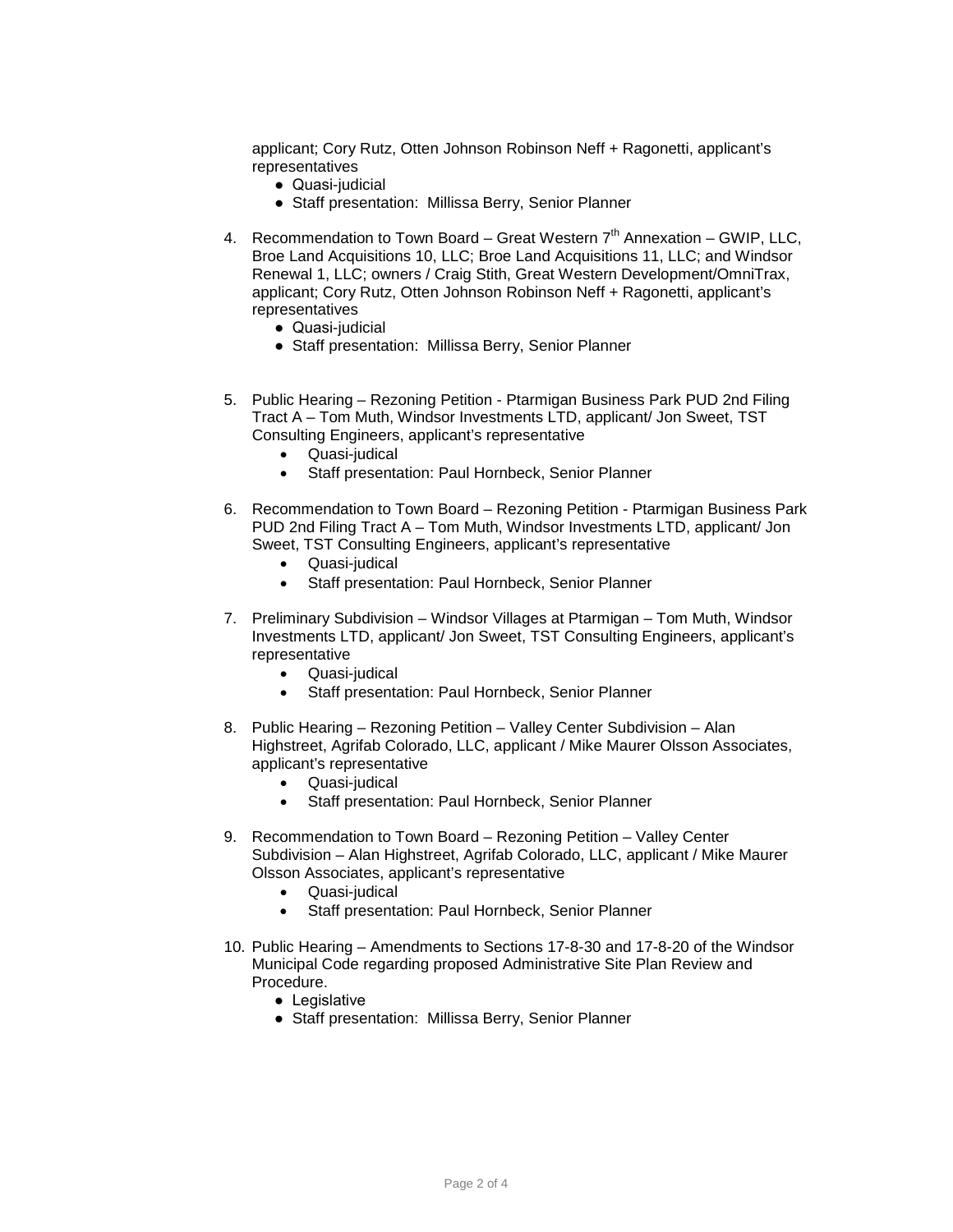applicant; Cory Rutz, Otten Johnson Robinson Neff + Ragonetti, applicant's representatives

- Quasi-judicial
- Staff presentation: Millissa Berry, Senior Planner

4. Recommendation to Town Board – Great Western 7th Annexation – GWIP, LLC, Broe Land Acquisitions 10, LLC; Broe Land Acquisitions 11, LLC; and Windsor Renewal 1, LLC; owners / Craig Stith, Great Western Development/OmniTrax, applicant; Cory Rutz, Otten Johnson Robinson Neff + Ragonetti, applicant's representatives
   - Quasi-judicial
   - Staff presentation: Millissa Berry, Senior Planner

5. Public Hearing – Rezoning Petition - Ptarmigan Business Park PUD 2nd Filing Tract A – Tom Muth, Windsor Investments LTD, applicant/ Jon Sweet, TST Consulting Engineers, applicant's representative
   - Quasi-judical
   - Staff presentation: Paul Hornbeck, Senior Planner

6. Recommendation to Town Board – Rezoning Petition - Ptarmigan Business Park PUD 2nd Filing Tract A – Tom Muth, Windsor Investments LTD, applicant/ Jon Sweet, TST Consulting Engineers, applicant's representative
   - Quasi-judical
   - Staff presentation: Paul Hornbeck, Senior Planner

7. Preliminary Subdivision – Windsor Villages at Ptarmigan – Tom Muth, Windsor Investments LTD, applicant/ Jon Sweet, TST Consulting Engineers, applicant's representative
   - Quasi-judical
   - Staff presentation: Paul Hornbeck, Senior Planner

8. Public Hearing – Rezoning Petition – Valley Center Subdivision – Alan Highstreet, Agrifab Colorado, LLC, applicant / Mike Maurer Olsson Associates, applicant's representative
   - Quasi-judical
   - Staff presentation: Paul Hornbeck, Senior Planner

9. Recommendation to Town Board – Rezoning Petition – Valley Center Subdivision – Alan Highstreet, Agrifab Colorado, LLC, applicant / Mike Maurer Olsson Associates, applicant's representative
   - Quasi-judical
   - Staff presentation: Paul Hornbeck, Senior Planner

10. Public Hearing – Amendments to Sections 17-8-30 and 17-8-20 of the Windsor Municipal Code regarding proposed Administrative Site Plan Review and Procedure.
    - Legislative
    - Staff presentation: Millissa Berry, Senior Planner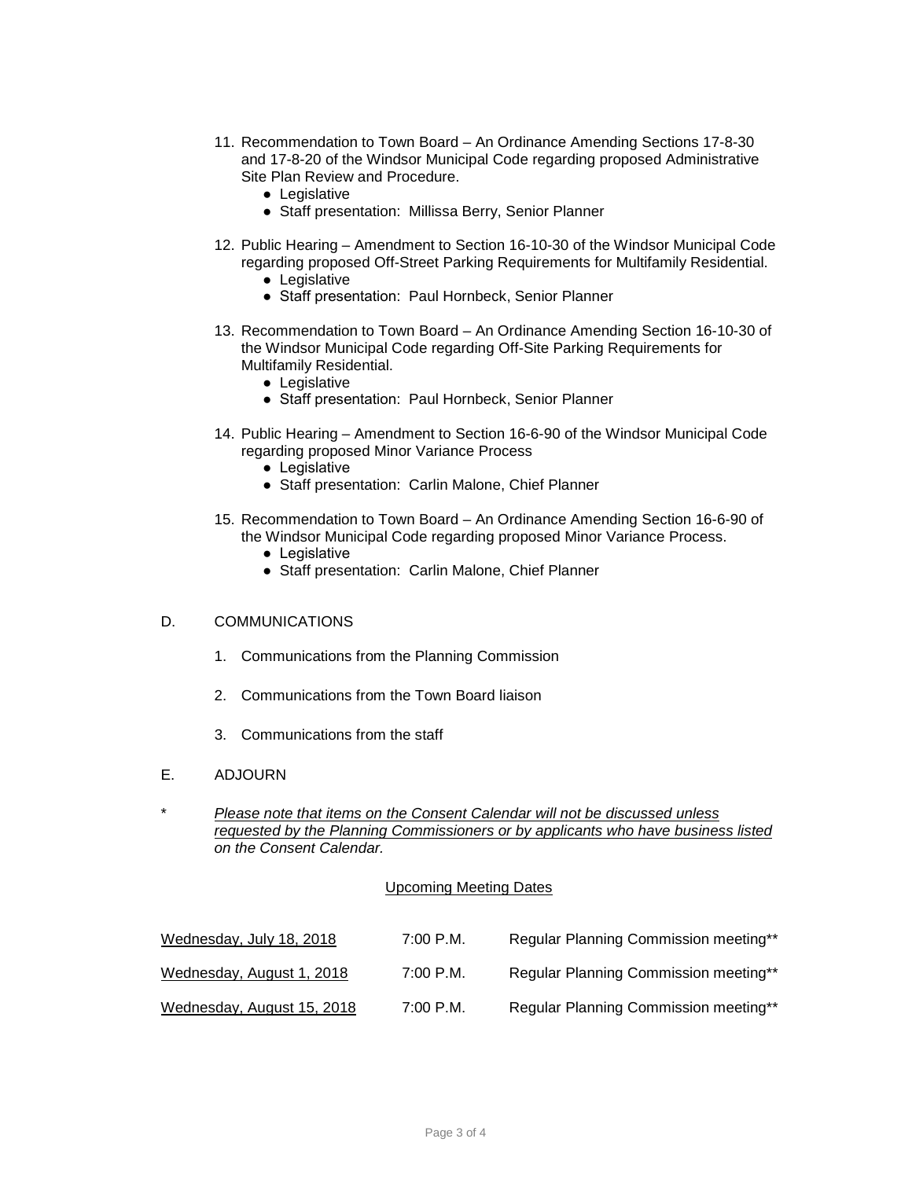11. Recommendation to Town Board – An Ordinance Amending Sections 17-8-30 and 17-8-20 of the Windsor Municipal Code regarding proposed Administrative Site Plan Review and Procedure.
    - Legislative
    - Staff presentation: Millissa Berry, Senior Planner

12. Public Hearing – Amendment to Section 16-10-30 of the Windsor Municipal Code regarding proposed Off-Street Parking Requirements for Multifamily Residential.
    - Legislative
    - Staff presentation: Paul Hornbeck, Senior Planner

13. Recommendation to Town Board – An Ordinance Amending Section 16-10-30 of the Windsor Municipal Code regarding Off-Site Parking Requirements for Multifamily Residential.
    - Legislative
    - Staff presentation: Paul Hornbeck, Senior Planner

14. Public Hearing – Amendment to Section 16-6-90 of the Windsor Municipal Code regarding proposed Minor Variance Process
    - Legislative
    - Staff presentation: Carlin Malone, Chief Planner

15. Recommendation to Town Board – An Ordinance Amending Section 16-6-90 of the Windsor Municipal Code regarding proposed Minor Variance Process.
    - Legislative
    - Staff presentation: Carlin Malone, Chief Planner

D. COMMUNICATIONS

1. Communications from the Planning Commission

2. Communications from the Town Board liaison

3. Communications from the staff

E. ADJOURN

\* *Please note that items on the Consent Calendar will not be discussed unless requested by the Planning Commissioners or by applicants who have business listed on the Consent Calendar.*

Upcoming Meeting Dates

| | | |
|---|---|---|
| Wednesday, July 18, 2018 | 7:00 P.M. | Regular Planning Commission meeting** |
| Wednesday, August 1, 2018 | 7:00 P.M. | Regular Planning Commission meeting** |
| Wednesday, August 15, 2018 | 7:00 P.M. | Regular Planning Commission meeting** |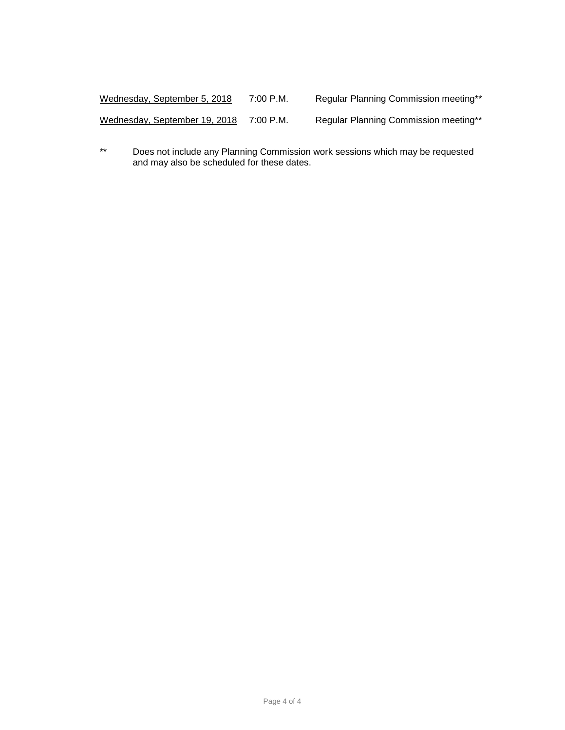| | | |
|---|---|---|
| Wednesday, September 5, 2018 | 7:00 P.M. | Regular Planning Commission meeting** |
| Wednesday, September 19, 2018 | 7:00 P.M. | Regular Planning Commission meeting** |

** Does not include any Planning Commission work sessions which may be requested and may also be scheduled for these dates.